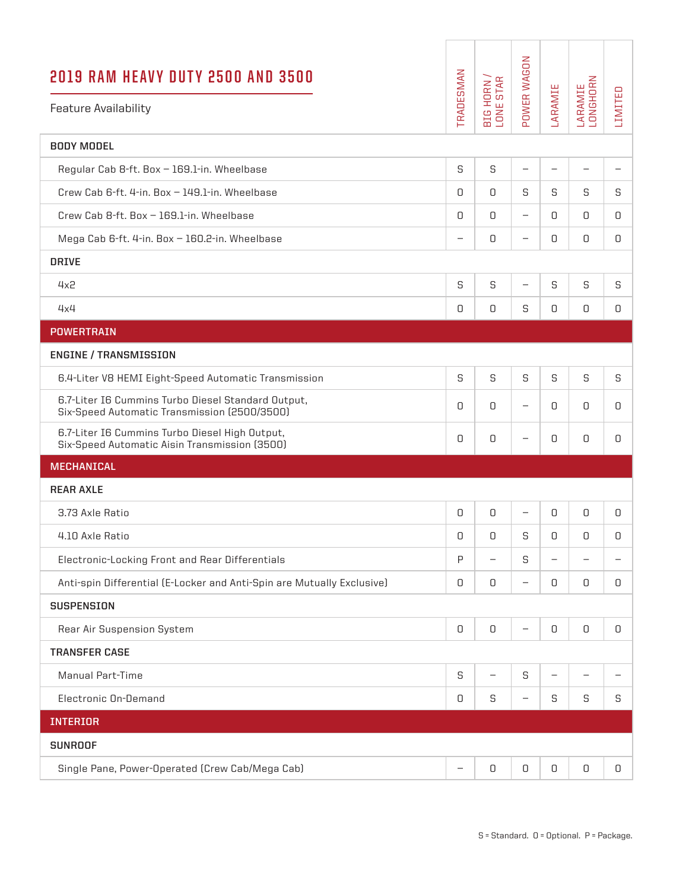# 2019 RAM HEAVY DUTY 2500 AND 3500

Feature Availability

| | TRADESMAN | BIG HORN / LONE STAR | POWER WAGON | LARAMIE | LARAMIE LONGHORN | LIMITED |
|---|---|---|---|---|---|---|
| **BODY MODEL** | | | | | | |
| Regular Cab 8-ft. Box – 169.1-in. Wheelbase | S | S | – | – | – | – |
| Crew Cab 6-ft. 4-in. Box – 149.1-in. Wheelbase | O | O | S | S | S | S |
| Crew Cab 8-ft. Box – 169.1-in. Wheelbase | O | O | – | O | O | O |
| Mega Cab 6-ft. 4-in. Box – 160.2-in. Wheelbase | – | O | – | O | O | O |
| **DRIVE** | | | | | | |
| 4x2 | S | S | – | S | S | S |
| 4x4 | O | O | S | O | O | O |
| **POWERTRAIN** | | | | | | |
| **ENGINE / TRANSMISSION** | | | | | | |
| 6.4-Liter V8 HEMI Eight-Speed Automatic Transmission | S | S | S | S | S | S |
| 6.7-Liter I6 Cummins Turbo Diesel Standard Output, Six-Speed Automatic Transmission (2500/3500) | O | O | – | O | O | O |
| 6.7-Liter I6 Cummins Turbo Diesel High Output, Six-Speed Automatic Aisin Transmission (3500) | O | O | – | O | O | O |
| **MECHANICAL** | | | | | | |
| **REAR AXLE** | | | | | | |
| 3.73 Axle Ratio | O | O | – | O | O | O |
| 4.10 Axle Ratio | O | O | S | O | O | O |
| Electronic-Locking Front and Rear Differentials | P | – | S | – | – | – |
| Anti-spin Differential (E-Locker and Anti-Spin are Mutually Exclusive) | O | O | – | O | O | O |
| **SUSPENSION** | | | | | | |
| Rear Air Suspension System | O | O | – | O | O | O |
| **TRANSFER CASE** | | | | | | |
| Manual Part-Time | S | – | S | – | – | – |
| Electronic On-Demand | O | S | – | S | S | S |
| **INTERIOR** | | | | | | |
| **SUNROOF** | | | | | | |
| Single Pane, Power-Operated (Crew Cab/Mega Cab) | – | O | O | O | O | O |

S = Standard. O = Optional. P = Package.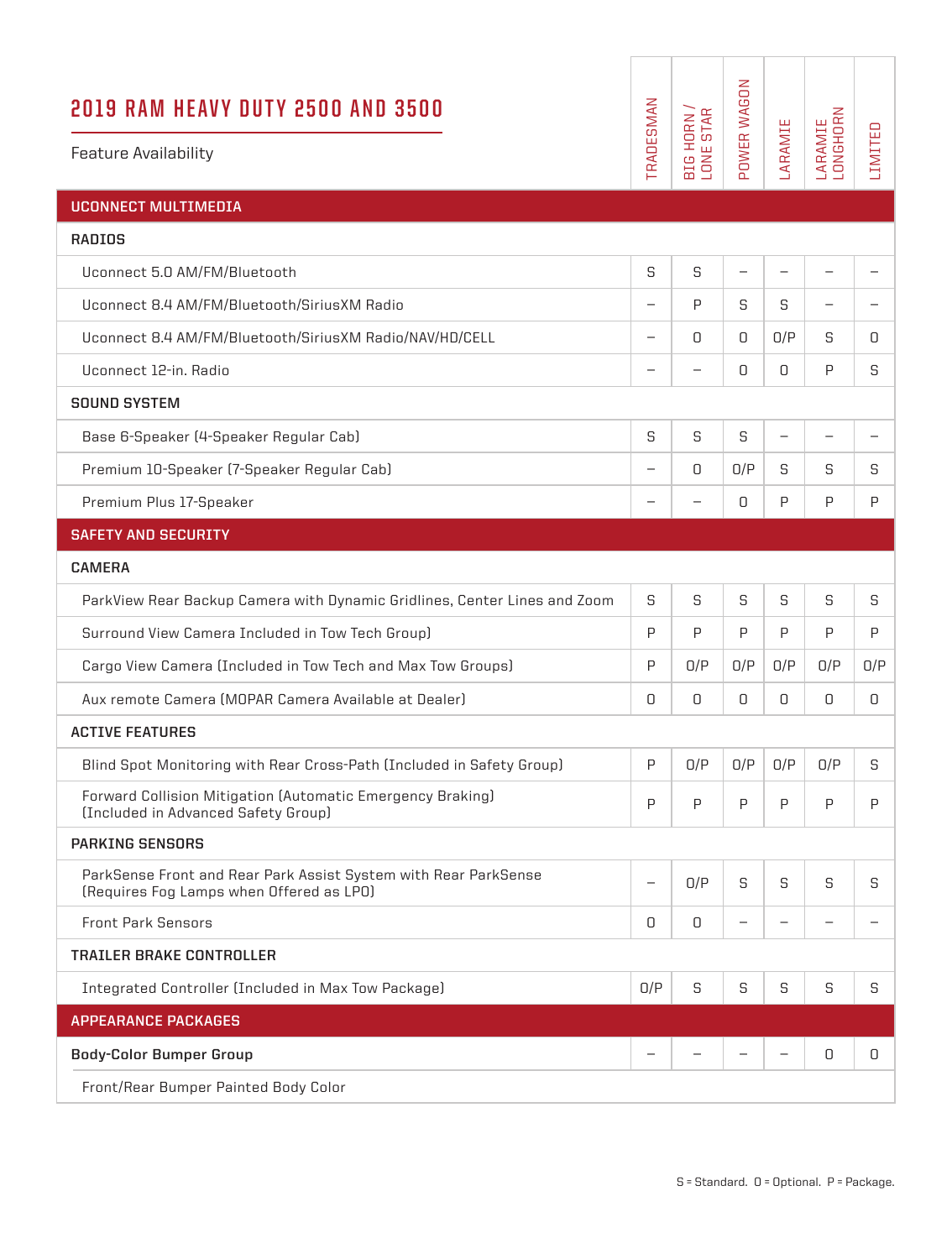# 2019 RAM HEAVY DUTY 2500 AND 3500

Feature Availability

| | TRADESMAN | BIG HORN / LONE STAR | POWER WAGON | LARAMIE | LARAMIE LONGHORN | LIMITED |
|---|---|---|---|---|---|---|
| **UCONNECT MULTIMEDIA** | | | | | | |
| **RADIOS** | | | | | | |
| Uconnect 5.0 AM/FM/Bluetooth | S | S | – | – | – | – |
| Uconnect 8.4 AM/FM/Bluetooth/SiriusXM Radio | – | P | S | S | – | – |
| Uconnect 8.4 AM/FM/Bluetooth/SiriusXM Radio/NAV/HD/CELL | – | O | O | O/P | S | O |
| Uconnect 12-in. Radio | – | – | O | O | P | S |
| **SOUND SYSTEM** | | | | | | |
| Base 6-Speaker (4-Speaker Regular Cab) | S | S | S | – | – | – |
| Premium 10-Speaker (7-Speaker Regular Cab) | – | O | O/P | S | S | S |
| Premium Plus 17-Speaker | – | – | O | P | P | P |
| **SAFETY AND SECURITY** | | | | | | |
| **CAMERA** | | | | | | |
| ParkView Rear Backup Camera with Dynamic Gridlines, Center Lines and Zoom | S | S | S | S | S | S |
| Surround View Camera Included in Tow Tech Group) | P | P | P | P | P | P |
| Cargo View Camera (Included in Tow Tech and Max Tow Groups) | P | O/P | O/P | O/P | O/P | O/P |
| Aux remote Camera (MOPAR Camera Available at Dealer) | O | O | O | O | O | O |
| **ACTIVE FEATURES** | | | | | | |
| Blind Spot Monitoring with Rear Cross-Path (Included in Safety Group) | P | O/P | O/P | O/P | O/P | S |
| Forward Collision Mitigation (Automatic Emergency Braking) (Included in Advanced Safety Group) | P | P | P | P | P | P |
| **PARKING SENSORS** | | | | | | |
| ParkSense Front and Rear Park Assist System with Rear ParkSense (Requires Fog Lamps when Offered as LPO) | – | O/P | S | S | S | S |
| Front Park Sensors | O | O | – | – | – | – |
| **TRAILER BRAKE CONTROLLER** | | | | | | |
| Integrated Controller (Included in Max Tow Package) | O/P | S | S | S | S | S |
| **APPEARANCE PACKAGES** | | | | | | |
| **Body-Color Bumper Group** | – | – | – | – | O | O |
| Front/Rear Bumper Painted Body Color | | | | | | |

S = Standard. O = Optional. P = Package.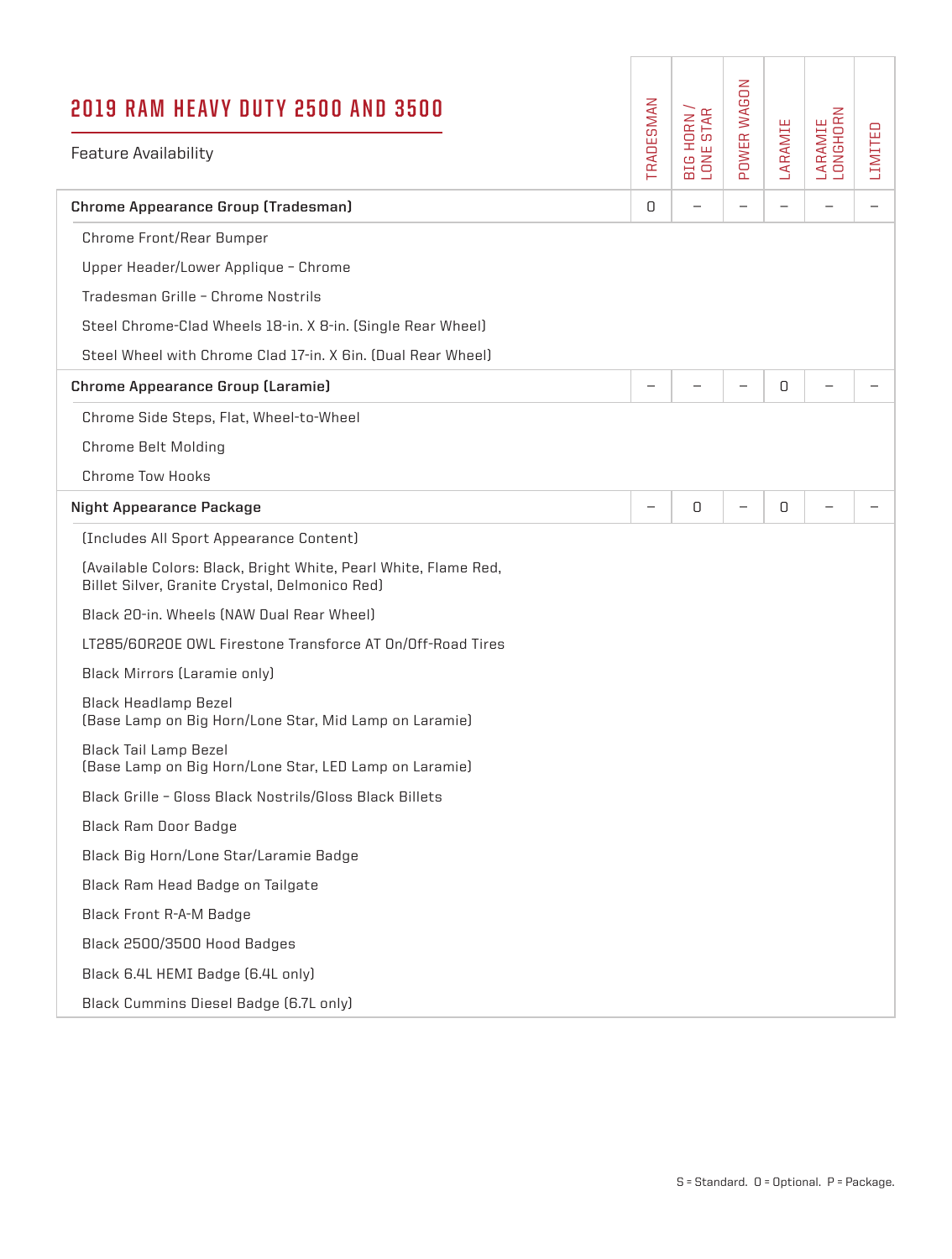# 2019 RAM HEAVY DUTY 2500 AND 3500

Feature Availability

| | TRADESMAN | BIG HORN / LONE STAR | POWER WAGON | LARAMIE | LARAMIE LONGHORN | LIMITED |
|---|---|---|---|---|---|---|
| **Chrome Appearance Group (Tradesman)** | O | – | – | – | – | – |
| Chrome Front/Rear Bumper | | | | | | |
| Upper Header/Lower Applique – Chrome | | | | | | |
| Tradesman Grille – Chrome Nostrils | | | | | | |
| Steel Chrome-Clad Wheels 18-in. X 8-in. (Single Rear Wheel) | | | | | | |
| Steel Wheel with Chrome Clad 17-in. X 6in. (Dual Rear Wheel) | | | | | | |
| **Chrome Appearance Group (Laramie)** | – | – | – | O | – | – |
| Chrome Side Steps, Flat, Wheel-to-Wheel | | | | | | |
| Chrome Belt Molding | | | | | | |
| Chrome Tow Hooks | | | | | | |
| **Night Appearance Package** | – | O | – | O | – | – |
| (Includes All Sport Appearance Content) | | | | | | |
| (Available Colors: Black, Bright White, Pearl White, Flame Red, Billet Silver, Granite Crystal, Delmonico Red) | | | | | | |
| Black 20-in. Wheels (NAW Dual Rear Wheel) | | | | | | |
| LT285/60R20E OWL Firestone Transforce AT On/Off-Road Tires | | | | | | |
| Black Mirrors (Laramie only) | | | | | | |
| Black Headlamp Bezel (Base Lamp on Big Horn/Lone Star, Mid Lamp on Laramie) | | | | | | |
| Black Tail Lamp Bezel (Base Lamp on Big Horn/Lone Star, LED Lamp on Laramie) | | | | | | |
| Black Grille – Gloss Black Nostrils/Gloss Black Billets | | | | | | |
| Black Ram Door Badge | | | | | | |
| Black Big Horn/Lone Star/Laramie Badge | | | | | | |
| Black Ram Head Badge on Tailgate | | | | | | |
| Black Front R-A-M Badge | | | | | | |
| Black 2500/3500 Hood Badges | | | | | | |
| Black 6.4L HEMI Badge (6.4L only) | | | | | | |
| Black Cummins Diesel Badge (6.7L only) | | | | | | |

S = Standard. O = Optional. P = Package.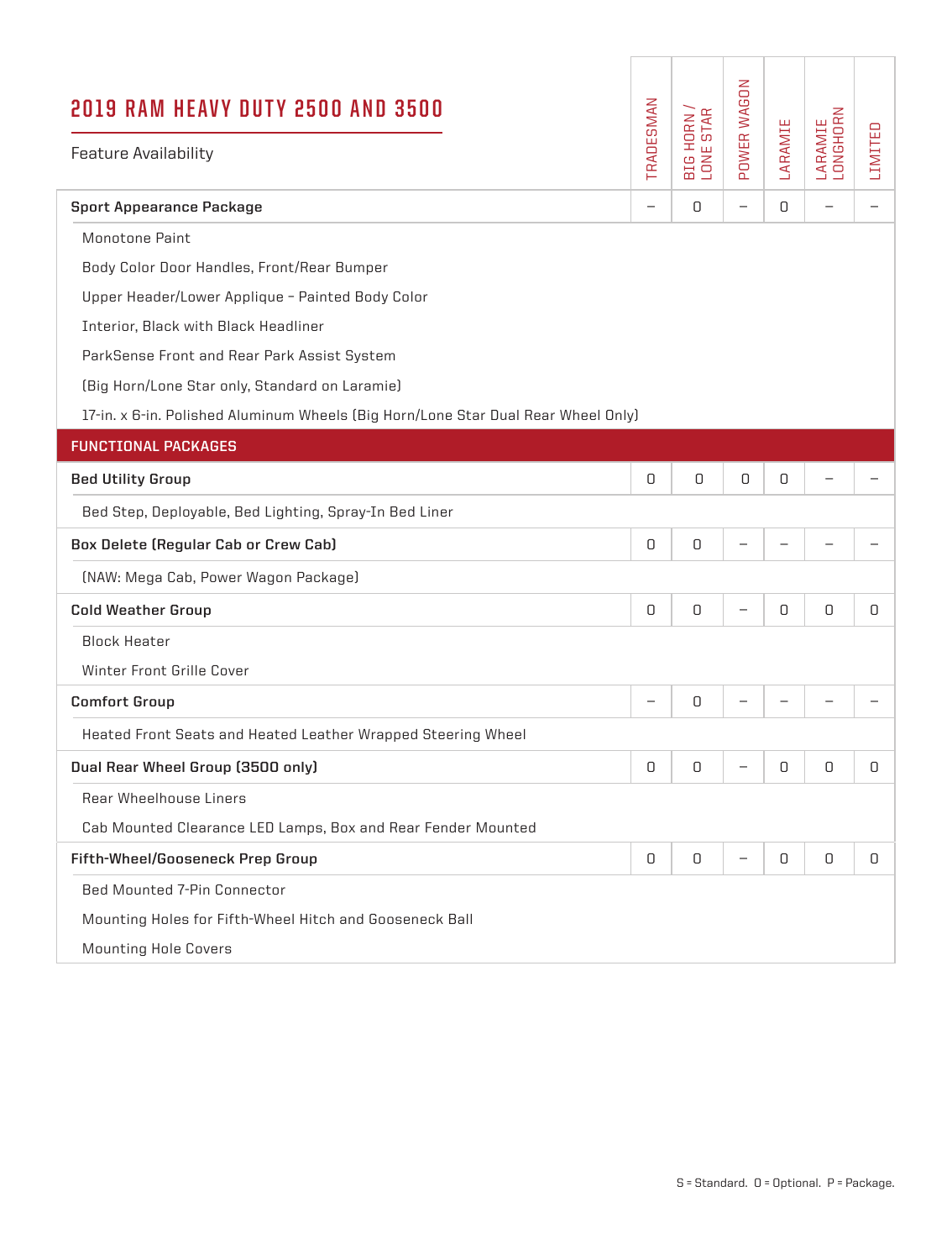# 2019 RAM HEAVY DUTY 2500 AND 3500

Feature Availability

| | TRADESMAN | BIG HORN / LONE STAR | POWER WAGON | LARAMIE | LARAMIE LONGHORN | LIMITED |
|---|---|---|---|---|---|---|
| **Sport Appearance Package** | – | O | – | O | – | – |
| Monotone Paint | | | | | | |
| Body Color Door Handles, Front/Rear Bumper | | | | | | |
| Upper Header/Lower Applique – Painted Body Color | | | | | | |
| Interior, Black with Black Headliner | | | | | | |
| ParkSense Front and Rear Park Assist System | | | | | | |
| (Big Horn/Lone Star only, Standard on Laramie) | | | | | | |
| 17-in. x 6-in. Polished Aluminum Wheels (Big Horn/Lone Star Dual Rear Wheel Only) | | | | | | |
| **FUNCTIONAL PACKAGES** | | | | | | |
| **Bed Utility Group** | O | O | O | O | – | – |
| Bed Step, Deployable, Bed Lighting, Spray-In Bed Liner | | | | | | |
| **Box Delete (Regular Cab or Crew Cab)** | O | O | – | – | – | – |
| (NAW: Mega Cab, Power Wagon Package) | | | | | | |
| **Cold Weather Group** | O | O | – | O | O | O |
| Block Heater | | | | | | |
| Winter Front Grille Cover | | | | | | |
| **Comfort Group** | – | O | – | – | – | – |
| Heated Front Seats and Heated Leather Wrapped Steering Wheel | | | | | | |
| **Dual Rear Wheel Group (3500 only)** | O | O | – | O | O | O |
| Rear Wheelhouse Liners | | | | | | |
| Cab Mounted Clearance LED Lamps, Box and Rear Fender Mounted | | | | | | |
| **Fifth-Wheel/Gooseneck Prep Group** | O | O | – | O | O | O |
| Bed Mounted 7-Pin Connector | | | | | | |
| Mounting Holes for Fifth-Wheel Hitch and Gooseneck Ball | | | | | | |
| Mounting Hole Covers | | | | | | |

S = Standard. O = Optional. P = Package.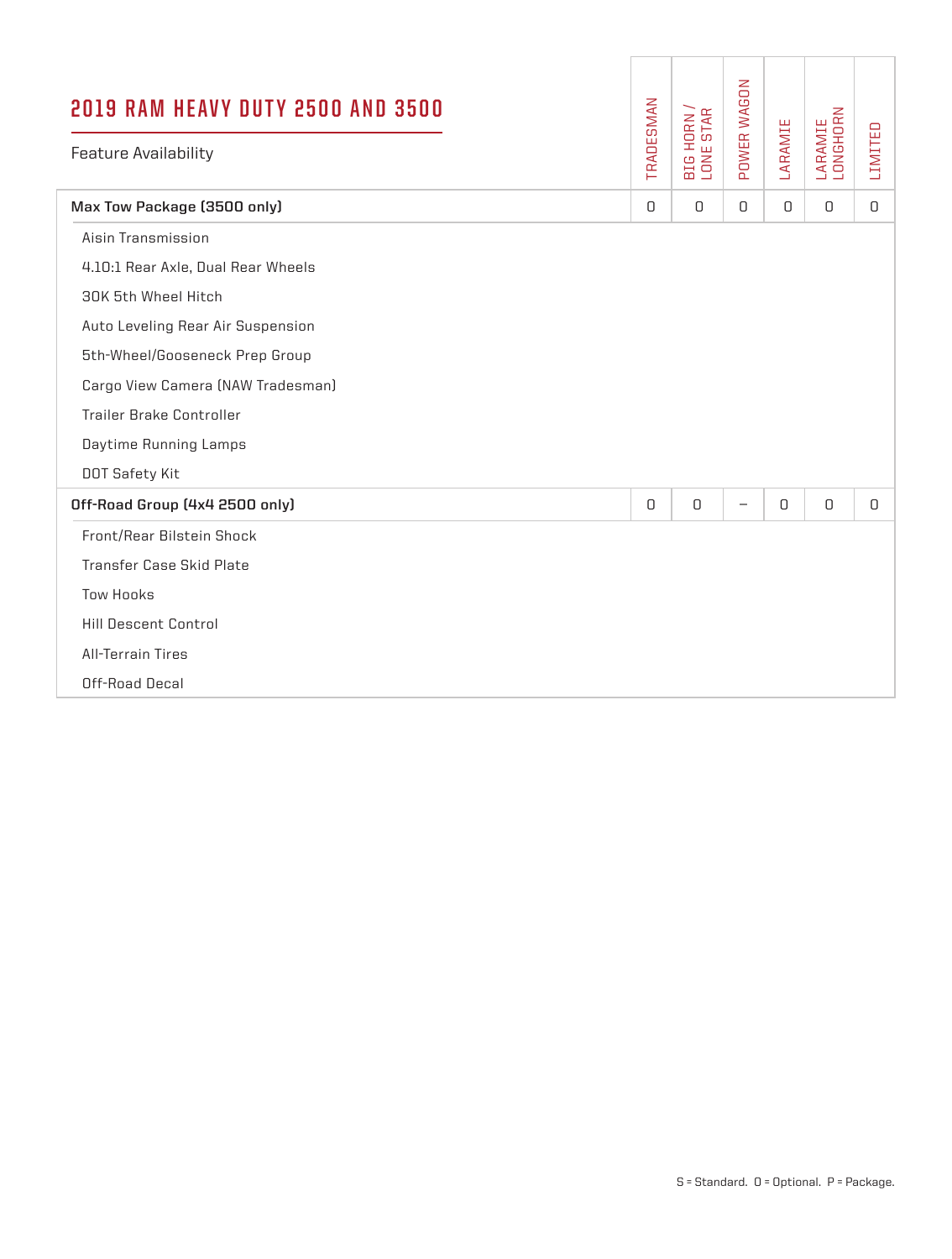# 2019 RAM HEAVY DUTY 2500 AND 3500

Feature Availability

| | TRADESMAN | BIG HORN / LONE STAR | POWER WAGON | LARAMIE | LARAMIE LONGHORN | LIMITED |
|---|---|---|---|---|---|---|
| **Max Tow Package (3500 only)** | O | O | O | O | O | O |
| Aisin Transmission | | | | | | |
| 4.10:1 Rear Axle, Dual Rear Wheels | | | | | | |
| 30K 5th Wheel Hitch | | | | | | |
| Auto Leveling Rear Air Suspension | | | | | | |
| 5th-Wheel/Gooseneck Prep Group | | | | | | |
| Cargo View Camera (NAW Tradesman) | | | | | | |
| Trailer Brake Controller | | | | | | |
| Daytime Running Lamps | | | | | | |
| DOT Safety Kit | | | | | | |
| **Off-Road Group (4x4 2500 only)** | O | O | – | O | O | O |
| Front/Rear Bilstein Shock | | | | | | |
| Transfer Case Skid Plate | | | | | | |
| Tow Hooks | | | | | | |
| Hill Descent Control | | | | | | |
| All-Terrain Tires | | | | | | |
| Off-Road Decal | | | | | | |

S = Standard. O = Optional. P = Package.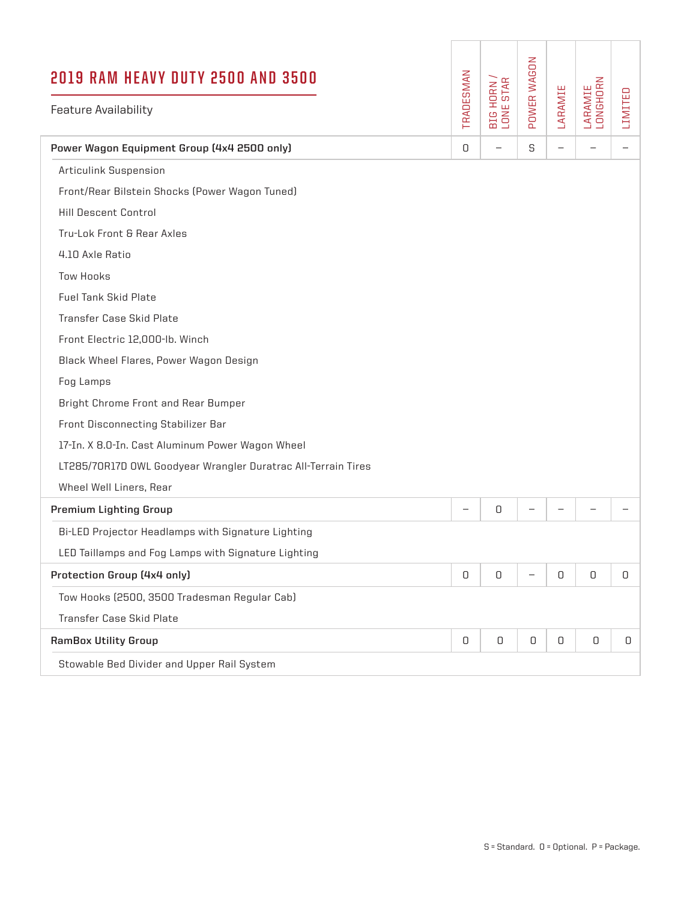# 2019 RAM HEAVY DUTY 2500 AND 3500

Feature Availability

| Feature | TRADESMAN | BIG HORN / LONE STAR | POWER WAGON | LARAMIE | LARAMIE LONGHORN | LIMITED |
|---|---|---|---|---|---|---|
| **Power Wagon Equipment Group (4x4 2500 only)** | O | – | S | – | – | – |
| Articulink Suspension | | | | | | |
| Front/Rear Bilstein Shocks (Power Wagon Tuned) | | | | | | |
| Hill Descent Control | | | | | | |
| Tru-Lok Front & Rear Axles | | | | | | |
| 4.10 Axle Ratio | | | | | | |
| Tow Hooks | | | | | | |
| Fuel Tank Skid Plate | | | | | | |
| Transfer Case Skid Plate | | | | | | |
| Front Electric 12,000-lb. Winch | | | | | | |
| Black Wheel Flares, Power Wagon Design | | | | | | |
| Fog Lamps | | | | | | |
| Bright Chrome Front and Rear Bumper | | | | | | |
| Front Disconnecting Stabilizer Bar | | | | | | |
| 17-In. X 8.0-In. Cast Aluminum Power Wagon Wheel | | | | | | |
| LT285/70R17D OWL Goodyear Wrangler Duratrac All-Terrain Tires | | | | | | |
| Wheel Well Liners, Rear | | | | | | |
| **Premium Lighting Group** | – | O | – | – | – | – |
| Bi-LED Projector Headlamps with Signature Lighting | | | | | | |
| LED Taillamps and Fog Lamps with Signature Lighting | | | | | | |
| **Protection Group (4x4 only)** | O | O | – | O | O | O |
| Tow Hooks (2500, 3500 Tradesman Regular Cab) | | | | | | |
| Transfer Case Skid Plate | | | | | | |
| **RamBox Utility Group** | O | O | O | O | O | O |
| Stowable Bed Divider and Upper Rail System | | | | | | |

S = Standard. O = Optional. P = Package.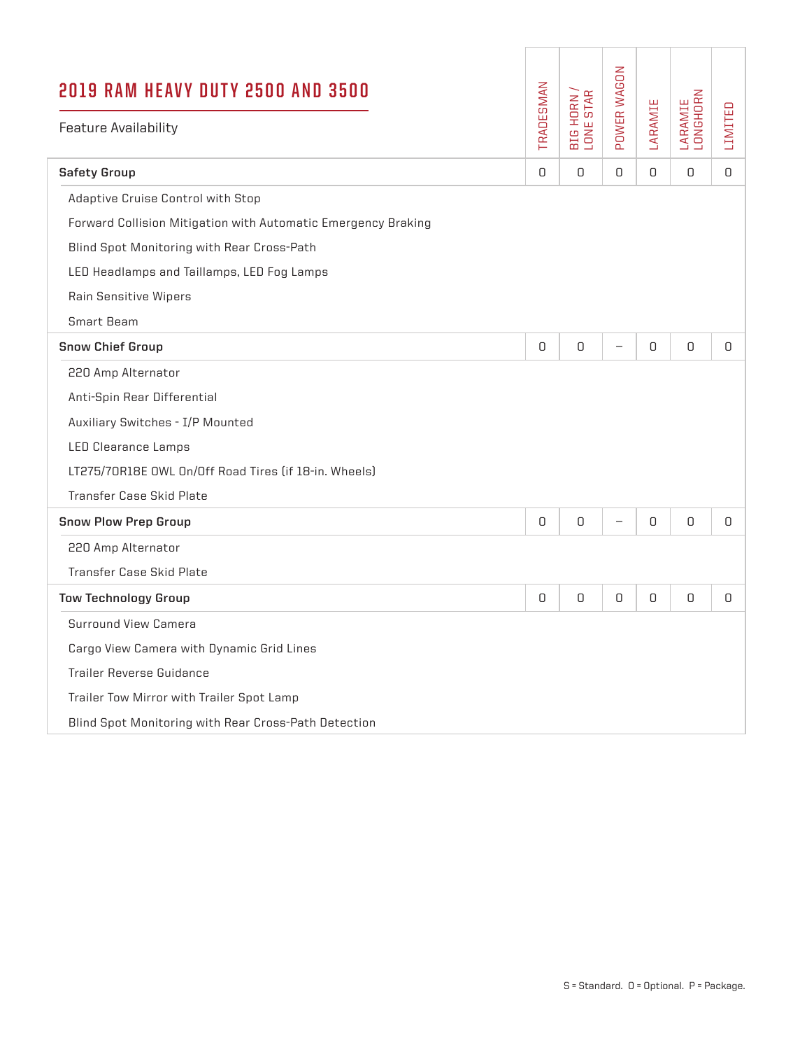# 2019 RAM HEAVY DUTY 2500 AND 3500

Feature Availability

| | TRADESMAN | BIG HORN / LONE STAR | POWER WAGON | LARAMIE | LARAMIE LONGHORN | LIMITED |
|---|---|---|---|---|---|---|
| **Safety Group** | O | O | O | O | O | O |
| Adaptive Cruise Control with Stop | | | | | | |
| Forward Collision Mitigation with Automatic Emergency Braking | | | | | | |
| Blind Spot Monitoring with Rear Cross-Path | | | | | | |
| LED Headlamps and Taillamps, LED Fog Lamps | | | | | | |
| Rain Sensitive Wipers | | | | | | |
| Smart Beam | | | | | | |
| **Snow Chief Group** | O | O | – | O | O | O |
| 220 Amp Alternator | | | | | | |
| Anti-Spin Rear Differential | | | | | | |
| Auxiliary Switches - I/P Mounted | | | | | | |
| LED Clearance Lamps | | | | | | |
| LT275/70R18E OWL On/Off Road Tires (if 18-in. Wheels) | | | | | | |
| Transfer Case Skid Plate | | | | | | |
| **Snow Plow Prep Group** | O | O | – | O | O | O |
| 220 Amp Alternator | | | | | | |
| Transfer Case Skid Plate | | | | | | |
| **Tow Technology Group** | O | O | O | O | O | O |
| Surround View Camera | | | | | | |
| Cargo View Camera with Dynamic Grid Lines | | | | | | |
| Trailer Reverse Guidance | | | | | | |
| Trailer Tow Mirror with Trailer Spot Lamp | | | | | | |
| Blind Spot Monitoring with Rear Cross-Path Detection | | | | | | |

S = Standard. O = Optional. P = Package.